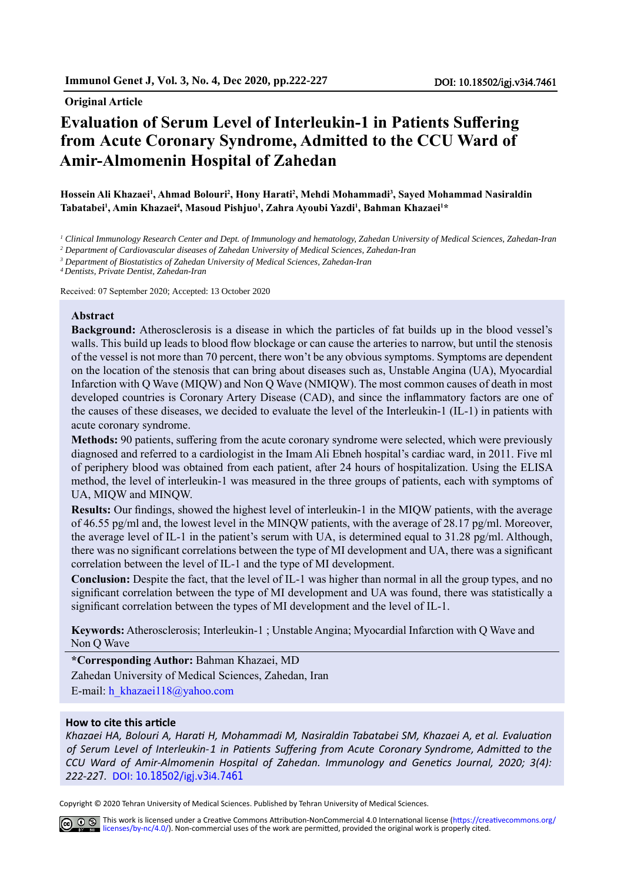**Original Article**

# Evaluation of Serum Level of Interleukin-1 in Patients Suffering from Acute Coronary Syndrome, Admitted to the CCU Ward of Amir-Almomenin Hospital of Zahedan

**Hossein Ali Khazaei[1], Ahmad Bolouri[2], Hony Harati[2], Mehdi Mohammadi[3], Sayed Mohammad Nasiraldin Tabatabei[1], Amin Khazaei[4], Masoud Pishjuo[1], Zahra Ayoubi Yazdi[1], Bahman Khazaei[1]***

[1] *Clinical Immunology Research Center and Dept. of Immunology and hematology, Zahedan University of Medical Sciences, Zahedan-Iran*
[2] *Department of Cardiovascular diseases of Zahedan University of Medical Sciences, Zahedan-Iran*
[3] *Department of Biostatistics of Zahedan University of Medical Sciences, Zahedan-Iran*
[4] *Dentists, Private Dentist, Zahedan-Iran*

Received: 07 September 2020; Accepted: 13 October 2020

## Abstract

**Background:** Atherosclerosis is a disease in which the particles of fat builds up in the blood vessel's walls. This build up leads to blood flow blockage or can cause the arteries to narrow, but until the stenosis of the vessel is not more than 70 percent, there won't be any obvious symptoms. Symptoms are dependent on the location of the stenosis that can bring about diseases such as, Unstable Angina (UA), Myocardial Infarction with Q Wave (MIQW) and Non Q Wave (NMIQW). The most common causes of death in most developed countries is Coronary Artery Disease (CAD), and since the inflammatory factors are one of the causes of these diseases, we decided to evaluate the level of the Interleukin-1 (IL-1) in patients with acute coronary syndrome.

**Methods:** 90 patients, suffering from the acute coronary syndrome were selected, which were previously diagnosed and referred to a cardiologist in the Imam Ali Ebneh hospital's cardiac ward, in 2011. Five ml of periphery blood was obtained from each patient, after 24 hours of hospitalization. Using the ELISA method, the level of interleukin-1 was measured in the three groups of patients, each with symptoms of UA, MIQW and MINQW.

**Results:** Our findings, showed the highest level of interleukin-1 in the MIQW patients, with the average of 46.55 pg/ml and, the lowest level in the MINQW patients, with the average of 28.17 pg/ml. Moreover, the average level of IL-1 in the patient's serum with UA, is determined equal to 31.28 pg/ml. Although, there was no significant correlations between the type of MI development and UA, there was a significant correlation between the level of IL-1 and the type of MI development.

**Conclusion:** Despite the fact, that the level of IL-1 was higher than normal in all the group types, and no significant correlation between the type of MI development and UA was found, there was statistically a significant correlation between the types of MI development and the level of IL-1.

**Keywords:** Atherosclerosis; Interleukin-1 ; Unstable Angina; Myocardial Infarction with Q Wave and Non Q Wave

**\*Corresponding Author:** Bahman Khazaei, MD
Zahedan University of Medical Sciences, Zahedan, Iran
E-mail: h_khazaei118@yahoo.com

**How to cite this article**

*Khazaei HA, Bolouri A, Harati H, Mohammadi M, Nasiraldin Tabatabei SM, Khazaei A, et al. Evaluation of Serum Level of Interleukin-1 in Patients Suffering from Acute Coronary Syndrome, Admitted to the CCU Ward of Amir-Almomenin Hospital of Zahedan. Immunology and Genetics Journal, 2020; 3(4): 222-227.* DOI: 10.18502/igj.v3i4.7461

Copyright © 2020 Tehran University of Medical Sciences. Published by Tehran University of Medical Sciences.

This work is licensed under a Creative Commons Attribution-NonCommercial 4.0 International license (https://creativecommons.org/licenses/by-nc/4.0/). Non-commercial uses of the work are permitted, provided the original work is properly cited.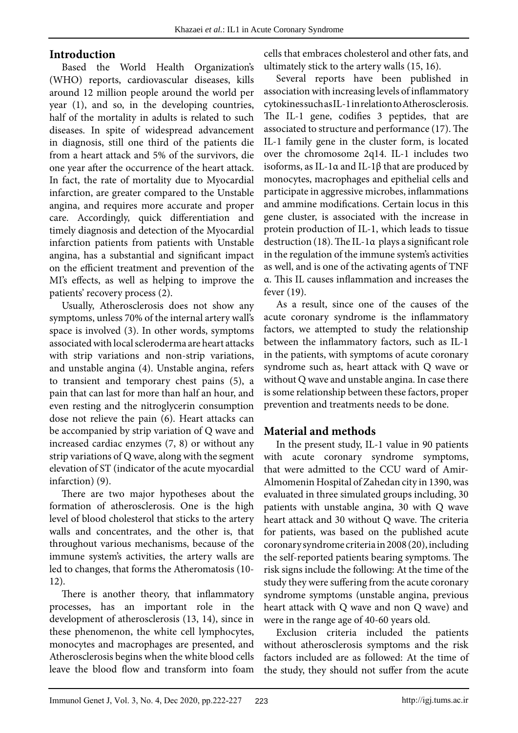## Introduction

Based the World Health Organization's (WHO) reports, cardiovascular diseases, kills around 12 million people around the world per year (1), and so, in the developing countries, half of the mortality in adults is related to such diseases. In spite of widespread advancement in diagnosis, still one third of the patients die from a heart attack and 5% of the survivors, die one year after the occurrence of the heart attack. In fact, the rate of mortality due to Myocardial infarction, are greater compared to the Unstable angina, and requires more accurate and proper care. Accordingly, quick differentiation and timely diagnosis and detection of the Myocardial infarction patients from patients with Unstable angina, has a substantial and significant impact on the efficient treatment and prevention of the MI's effects, as well as helping to improve the patients' recovery process (2).

Usually, Atherosclerosis does not show any symptoms, unless 70% of the internal artery wall's space is involved (3). In other words, symptoms associated with local scleroderma are heart attacks with strip variations and non-strip variations, and unstable angina (4). Unstable angina, refers to transient and temporary chest pains (5), a pain that can last for more than half an hour, and even resting and the nitroglycerin consumption dose not relieve the pain (6). Heart attacks can be accompanied by strip variation of Q wave and increased cardiac enzymes (7, 8) or without any strip variations of Q wave, along with the segment elevation of ST (indicator of the acute myocardial infarction) (9).

There are two major hypotheses about the formation of atherosclerosis. One is the high level of blood cholesterol that sticks to the artery walls and concentrates, and the other is, that throughout various mechanisms, because of the immune system's activities, the artery walls are led to changes, that forms the Atheromatosis (10-12).

There is another theory, that inflammatory processes, has an important role in the development of atherosclerosis (13, 14), since in these phenomenon, the white cell lymphocytes, monocytes and macrophages are presented, and Atherosclerosis begins when the white blood cells leave the blood flow and transform into foam cells that embraces cholesterol and other fats, and ultimately stick to the artery walls (15, 16).

Several reports have been published in association with increasing levels of inflammatory cytokines such as IL-1 in relation to Atherosclerosis. The IL-1 gene, codifies 3 peptides, that are associated to structure and performance (17). The IL-1 family gene in the cluster form, is located over the chromosome 2q14. IL-1 includes two isoforms, as IL-1α and IL-1β that are produced by monocytes, macrophages and epithelial cells and participate in aggressive microbes, inflammations and ammine modifications. Certain locus in this gene cluster, is associated with the increase in protein production of IL-1, which leads to tissue destruction (18). The IL-1α plays a significant role in the regulation of the immune system's activities as well, and is one of the activating agents of TNF α. This IL causes inflammation and increases the fever (19).

As a result, since one of the causes of the acute coronary syndrome is the inflammatory factors, we attempted to study the relationship between the inflammatory factors, such as IL-1 in the patients, with symptoms of acute coronary syndrome such as, heart attack with Q wave or without Q wave and unstable angina. In case there is some relationship between these factors, proper prevention and treatments needs to be done.

## Material and methods

In the present study, IL-1 value in 90 patients with acute coronary syndrome symptoms, that were admitted to the CCU ward of Amir-Almomenin Hospital of Zahedan city in 1390, was evaluated in three simulated groups including, 30 patients with unstable angina, 30 with Q wave heart attack and 30 without Q wave. The criteria for patients, was based on the published acute coronary syndrome criteria in 2008 (20), including the self-reported patients bearing symptoms. The risk signs include the following: At the time of the study they were suffering from the acute coronary syndrome symptoms (unstable angina, previous heart attack with Q wave and non Q wave) and were in the range age of 40-60 years old.

Exclusion criteria included the patients without atherosclerosis symptoms and the risk factors included are as followed: At the time of the study, they should not suffer from the acute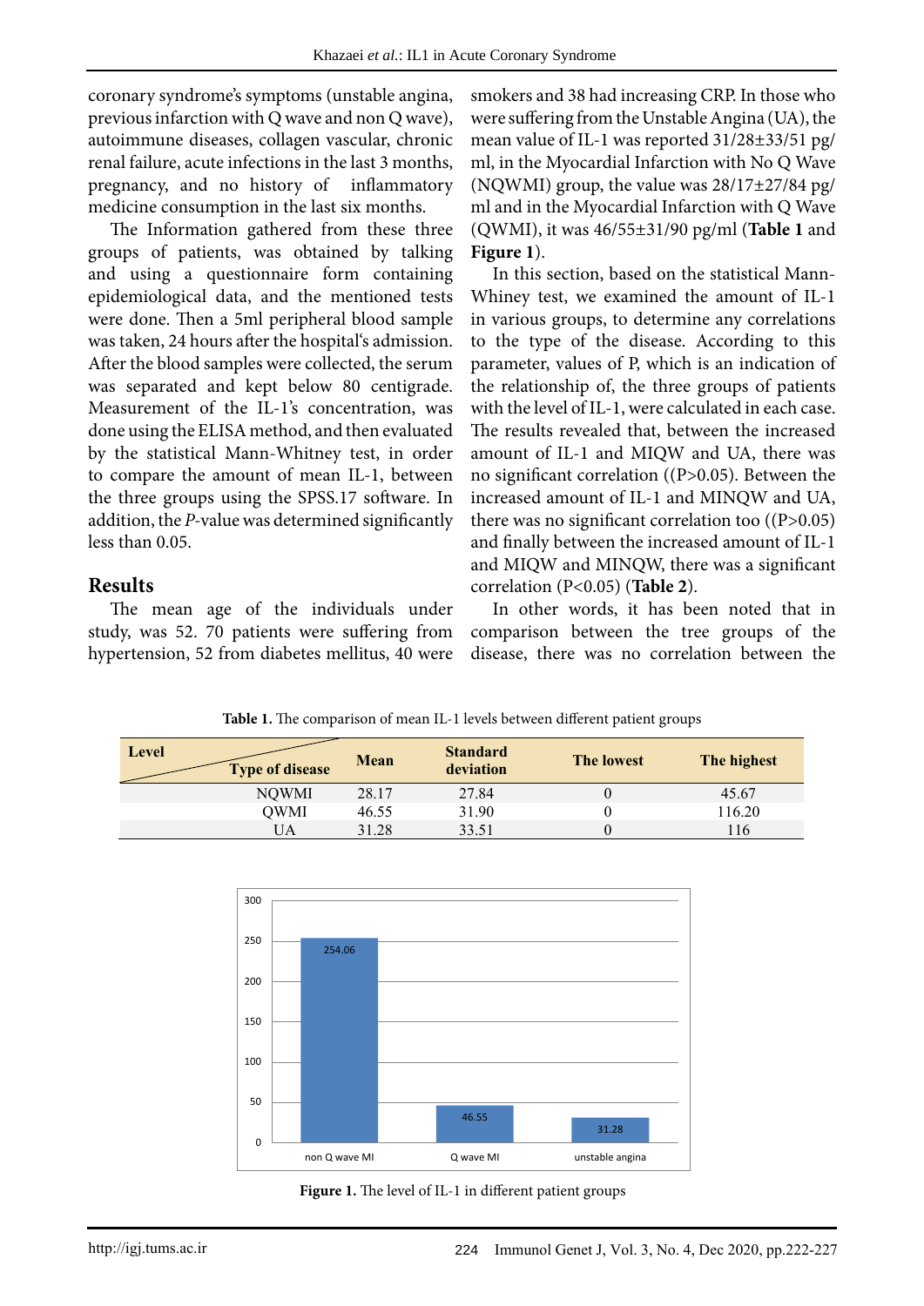coronary syndrome's symptoms (unstable angina, previous infarction with Q wave and non Q wave), autoimmune diseases, collagen vascular, chronic renal failure, acute infections in the last 3 months, pregnancy, and no history of inflammatory medicine consumption in the last six months.

The Information gathered from these three groups of patients, was obtained by talking and using a questionnaire form containing epidemiological data, and the mentioned tests were done. Then a 5ml peripheral blood sample was taken, 24 hours after the hospital's admission. After the blood samples were collected, the serum was separated and kept below 80 centigrade. Measurement of the IL-1's concentration, was done using the ELISA method, and then evaluated by the statistical Mann-Whitney test, in order to compare the amount of mean IL-1, between the three groups using the SPSS.17 software. In addition, the *P*-value was determined significantly less than 0.05.

## Results

The mean age of the individuals under study, was 52. 70 patients were suffering from hypertension, 52 from diabetes mellitus, 40 were smokers and 38 had increasing CRP. In those who were suffering from the Unstable Angina (UA), the mean value of IL-1 was reported 31/28±33/51 pg/ml, in the Myocardial Infarction with No Q Wave (NQWMI) group, the value was 28/17±27/84 pg/ml and in the Myocardial Infarction with Q Wave (QWMI), it was 46/55±31/90 pg/ml (**Table 1** and **Figure 1**).

In this section, based on the statistical Mann-Whiney test, we examined the amount of IL-1 in various groups, to determine any correlations to the type of the disease. According to this parameter, values of P, which is an indication of the relationship of, the three groups of patients with the level of IL-1, were calculated in each case. The results revealed that, between the increased amount of IL-1 and MIQW and UA, there was no significant correlation (($P>0.05$). Between the increased amount of IL-1 and MINQW and UA, there was no significant correlation too (($P>0.05$) and finally between the increased amount of IL-1 and MIQW and MINQW, there was a significant correlation ($P<0.05$) (**Table 2**).

In other words, it has been noted that in comparison between the tree groups of the disease, there was no correlation between the

**Table 1.** The comparison of mean IL-1 levels between different patient groups

| Level / Type of disease | Mean | Standard deviation | The lowest | The highest |
|---|---|---|---|---|
| NQWMI | 28.17 | 27.84 | 0 | 45.67 |
| QWMI | 46.55 | 31.90 | 0 | 116.20 |
| UA | 31.28 | 33.51 | 0 | 116 |

**Figure 1.** The level of IL-1 in different patient groups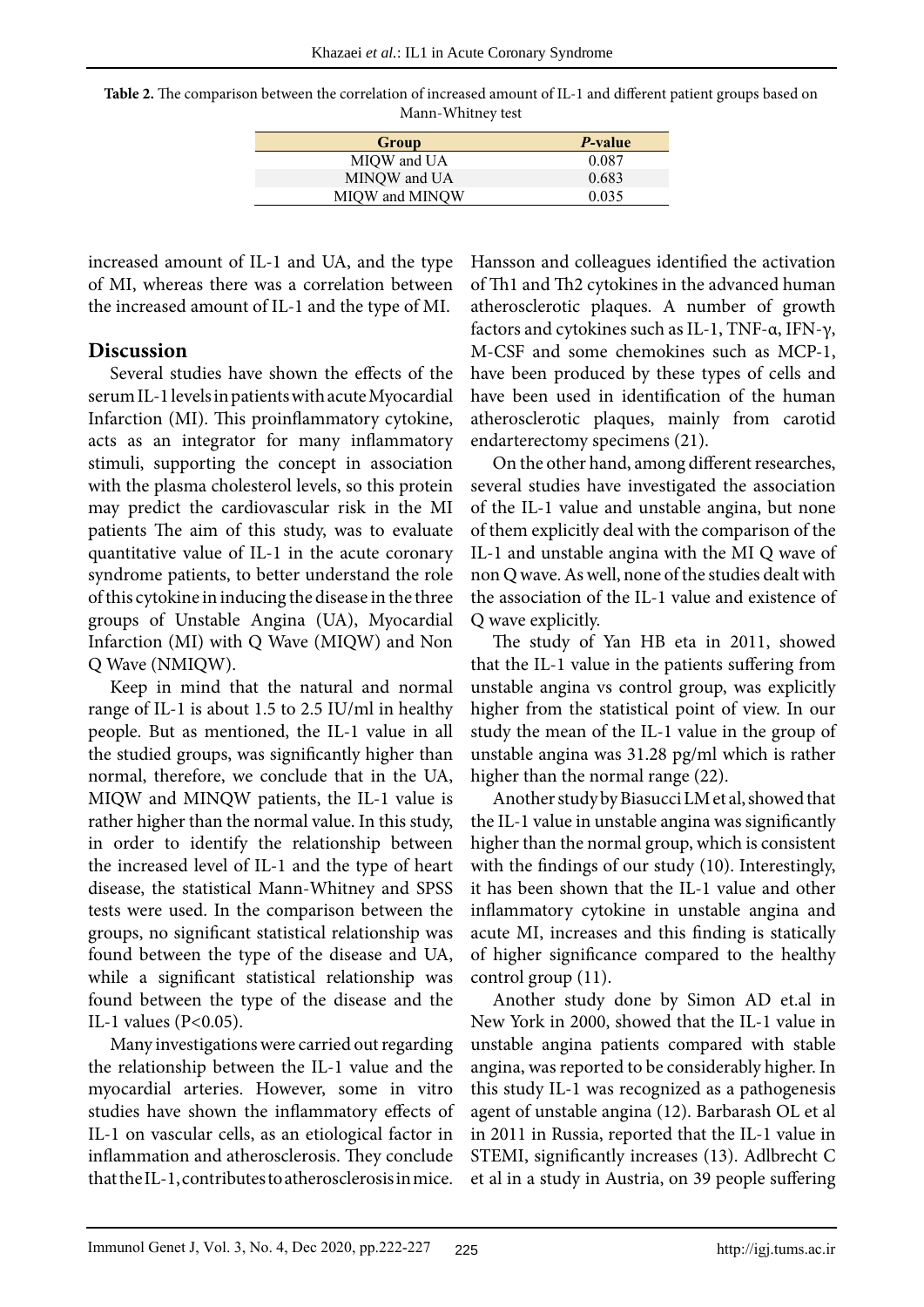**Table 2.** The comparison between the correlation of increased amount of IL-1 and different patient groups based on Mann-Whitney test

| Group | *P*-value |
|---|---|
| MIQW and UA | 0.087 |
| MINQW and UA | 0.683 |
| MIQW and MINQW | 0.035 |

increased amount of IL-1 and UA, and the type of MI, whereas there was a correlation between the increased amount of IL-1 and the type of MI.

## Discussion

Several studies have shown the effects of the serum IL-1 levels in patients with acute Myocardial Infarction (MI). This proinflammatory cytokine, acts as an integrator for many inflammatory stimuli, supporting the concept in association with the plasma cholesterol levels, so this protein may predict the cardiovascular risk in the MI patients The aim of this study, was to evaluate quantitative value of IL-1 in the acute coronary syndrome patients, to better understand the role of this cytokine in inducing the disease in the three groups of Unstable Angina (UA), Myocardial Infarction (MI) with Q Wave (MIQW) and Non Q Wave (NMIQW).

Keep in mind that the natural and normal range of IL-1 is about 1.5 to 2.5 IU/ml in healthy people. But as mentioned, the IL-1 value in all the studied groups, was significantly higher than normal, therefore, we conclude that in the UA, MIQW and MINQW patients, the IL-1 value is rather higher than the normal value. In this study, in order to identify the relationship between the increased level of IL-1 and the type of heart disease, the statistical Mann-Whitney and SPSS tests were used. In the comparison between the groups, no significant statistical relationship was found between the type of the disease and UA, while a significant statistical relationship was found between the type of the disease and the IL-1 values ($P<0.05$).

Many investigations were carried out regarding the relationship between the IL-1 value and the myocardial arteries. However, some in vitro studies have shown the inflammatory effects of IL-1 on vascular cells, as an etiological factor in inflammation and atherosclerosis. They conclude that the IL-1, contributes to atherosclerosis in mice. Hansson and colleagues identified the activation of Th1 and Th2 cytokines in the advanced human atherosclerotic plaques. A number of growth factors and cytokines such as IL-1, TNF-α, IFN-γ, M-CSF and some chemokines such as MCP-1, have been produced by these types of cells and have been used in identification of the human atherosclerotic plaques, mainly from carotid endarterectomy specimens (21).

On the other hand, among different researches, several studies have investigated the association of the IL-1 value and unstable angina, but none of them explicitly deal with the comparison of the IL-1 and unstable angina with the MI Q wave of non Q wave. As well, none of the studies dealt with the association of the IL-1 value and existence of Q wave explicitly.

The study of Yan HB eta in 2011, showed that the IL-1 value in the patients suffering from unstable angina vs control group, was explicitly higher from the statistical point of view. In our study the mean of the IL-1 value in the group of unstable angina was 31.28 pg/ml which is rather higher than the normal range (22).

Another study by Biasucci LM et al, showed that the IL-1 value in unstable angina was significantly higher than the normal group, which is consistent with the findings of our study (10). Interestingly, it has been shown that the IL-1 value and other inflammatory cytokine in unstable angina and acute MI, increases and this finding is statically of higher significance compared to the healthy control group (11).

Another study done by Simon AD et.al in New York in 2000, showed that the IL-1 value in unstable angina patients compared with stable angina, was reported to be considerably higher. In this study IL-1 was recognized as a pathogenesis agent of unstable angina (12). Barbarash OL et al in 2011 in Russia, reported that the IL-1 value in STEMI, significantly increases (13). Adlbrecht C et al in a study in Austria, on 39 people suffering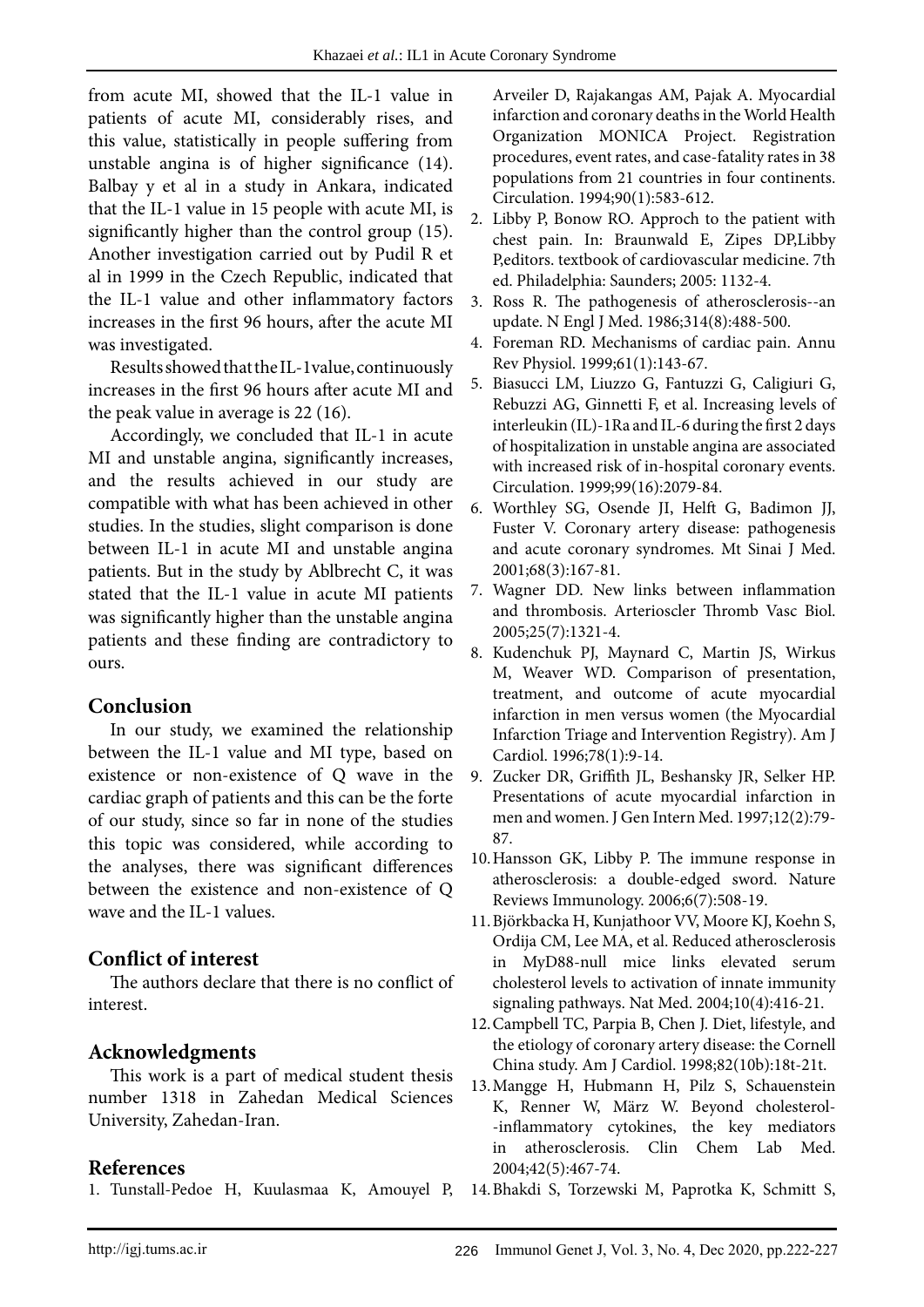from acute MI, showed that the IL-1 value in patients of acute MI, considerably rises, and this value, statistically in people suffering from unstable angina is of higher significance (14). Balbay y et al in a study in Ankara, indicated that the IL-1 value in 15 people with acute MI, is significantly higher than the control group (15). Another investigation carried out by Pudil R et al in 1999 in the Czech Republic, indicated that the IL-1 value and other inflammatory factors increases in the first 96 hours, after the acute MI was investigated.

Results showed that the IL-1value, continuously increases in the first 96 hours after acute MI and the peak value in average is 22 (16).

Accordingly, we concluded that IL-1 in acute MI and unstable angina, significantly increases, and the results achieved in our study are compatible with what has been achieved in other studies. In the studies, slight comparison is done between IL-1 in acute MI and unstable angina patients. But in the study by Ablbrecht C, it was stated that the IL-1 value in acute MI patients was significantly higher than the unstable angina patients and these finding are contradictory to ours.

## Conclusion

In our study, we examined the relationship between the IL-1 value and MI type, based on existence or non-existence of Q wave in the cardiac graph of patients and this can be the forte of our study, since so far in none of the studies this topic was considered, while according to the analyses, there was significant differences between the existence and non-existence of Q wave and the IL-1 values.

## Conflict of interest

The authors declare that there is no conflict of interest.

## Acknowledgments

This work is a part of medical student thesis number 1318 in Zahedan Medical Sciences University, Zahedan-Iran.

## References

1. Tunstall-Pedoe H, Kuulasmaa K, Amouyel P, Arveiler D, Rajakangas AM, Pajak A. Myocardial infarction and coronary deaths in the World Health Organization MONICA Project. Registration procedures, event rates, and case-fatality rates in 38 populations from 21 countries in four continents. Circulation. 1994;90(1):583-612.
2. Libby P, Bonow RO. Approch to the patient with chest pain. In: Braunwald E, Zipes DP,Libby P,editors. textbook of cardiovascular medicine. 7th ed. Philadelphia: Saunders; 2005: 1132-4.
3. Ross R. The pathogenesis of atherosclerosis--an update. N Engl J Med. 1986;314(8):488-500.
4. Foreman RD. Mechanisms of cardiac pain. Annu Rev Physiol. 1999;61(1):143-67.
5. Biasucci LM, Liuzzo G, Fantuzzi G, Caligiuri G, Rebuzzi AG, Ginnetti F, et al. Increasing levels of interleukin (IL)-1Ra and IL-6 during the first 2 days of hospitalization in unstable angina are associated with increased risk of in-hospital coronary events. Circulation. 1999;99(16):2079-84.
6. Worthley SG, Osende JI, Helft G, Badimon JJ, Fuster V. Coronary artery disease: pathogenesis and acute coronary syndromes. Mt Sinai J Med. 2001;68(3):167-81.
7. Wagner DD. New links between inflammation and thrombosis. Arterioscler Thromb Vasc Biol. 2005;25(7):1321-4.
8. Kudenchuk PJ, Maynard C, Martin JS, Wirkus M, Weaver WD. Comparison of presentation, treatment, and outcome of acute myocardial infarction in men versus women (the Myocardial Infarction Triage and Intervention Registry). Am J Cardiol. 1996;78(1):9-14.
9. Zucker DR, Griffith JL, Beshansky JR, Selker HP. Presentations of acute myocardial infarction in men and women. J Gen Intern Med. 1997;12(2):79-87.
10. Hansson GK, Libby P. The immune response in atherosclerosis: a double-edged sword. Nature Reviews Immunology. 2006;6(7):508-19.
11. Björkbacka H, Kunjathoor VV, Moore KJ, Koehn S, Ordija CM, Lee MA, et al. Reduced atherosclerosis in MyD88-null mice links elevated serum cholesterol levels to activation of innate immunity signaling pathways. Nat Med. 2004;10(4):416-21.
12. Campbell TC, Parpia B, Chen J. Diet, lifestyle, and the etiology of coronary artery disease: the Cornell China study. Am J Cardiol. 1998;82(10b):18t-21t.
13. Mangge H, Hubmann H, Pilz S, Schauenstein K, Renner W, März W. Beyond cholesterol--inflammatory cytokines, the key mediators in atherosclerosis. Clin Chem Lab Med. 2004;42(5):467-74.
14. Bhakdi S, Torzewski M, Paprotka K, Schmitt S,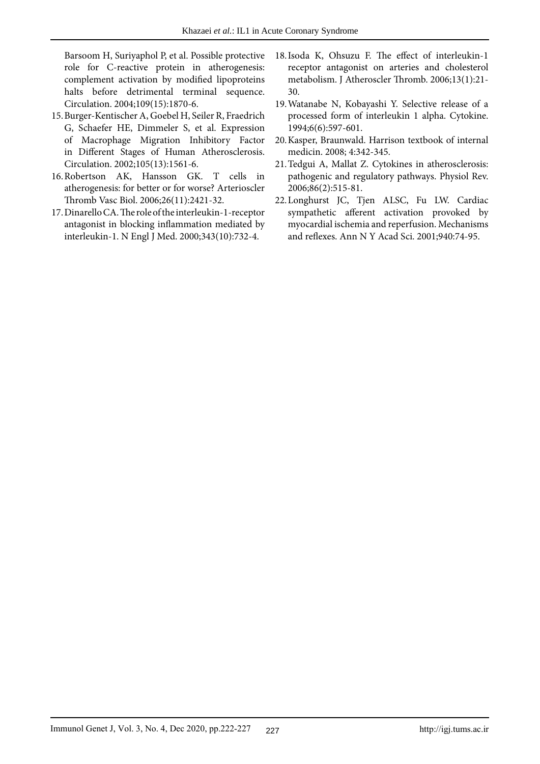Barsoom H, Suriyaphol P, et al. Possible protective role for C-reactive protein in atherogenesis: complement activation by modified lipoproteins halts before detrimental terminal sequence. Circulation. 2004;109(15):1870-6.

15. Burger-Kentischer A, Goebel H, Seiler R, Fraedrich G, Schaefer HE, Dimmeler S, et al. Expression of Macrophage Migration Inhibitory Factor in Different Stages of Human Atherosclerosis. Circulation. 2002;105(13):1561-6.
16. Robertson AK, Hansson GK. T cells in atherogenesis: for better or for worse? Arterioscler Thromb Vasc Biol. 2006;26(11):2421-32.
17. Dinarello CA. The role of the interleukin-1-receptor antagonist in blocking inflammation mediated by interleukin-1. N Engl J Med. 2000;343(10):732-4.
18. Isoda K, Ohsuzu F. The effect of interleukin-1 receptor antagonist on arteries and cholesterol metabolism. J Atheroscler Thromb. 2006;13(1):21-30.
19. Watanabe N, Kobayashi Y. Selective release of a processed form of interleukin 1 alpha. Cytokine. 1994;6(6):597-601.
20. Kasper, Braunwald. Harrison textbook of internal medicin. 2008; 4:342-345.
21. Tedgui A, Mallat Z. Cytokines in atherosclerosis: pathogenic and regulatory pathways. Physiol Rev. 2006;86(2):515-81.
22. Longhurst JC, Tjen ALSC, Fu LW. Cardiac sympathetic afferent activation provoked by myocardial ischemia and reperfusion. Mechanisms and reflexes. Ann N Y Acad Sci. 2001;940:74-95.